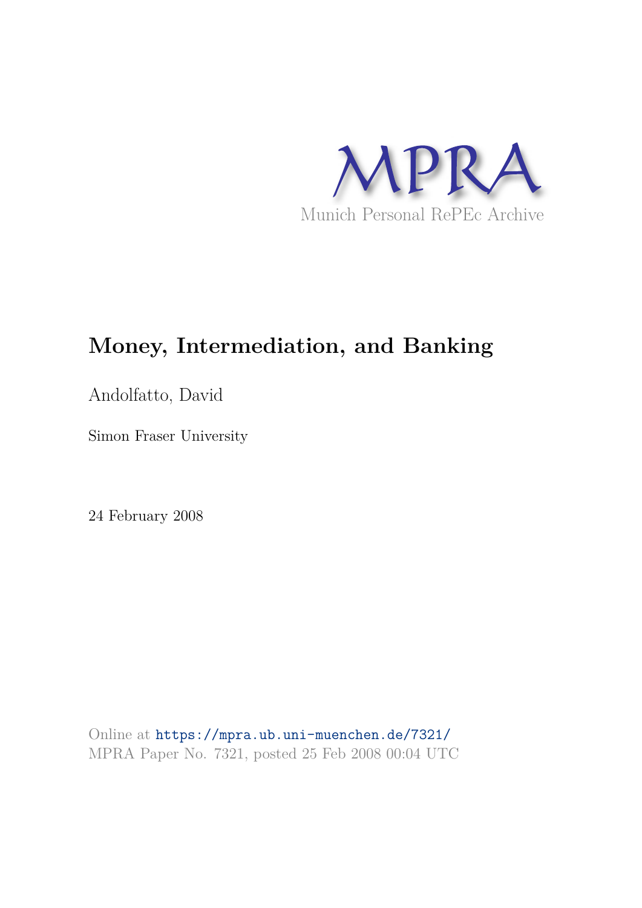MPRA

Munich Personal RePEc Archive

# Money, Intermediation, and Banking

Andolfatto, David

Simon Fraser University

24 February 2008

Online at https://mpra.ub.uni-muenchen.de/7321/

MPRA Paper No. 7321, posted 25 Feb 2008 00:04 UTC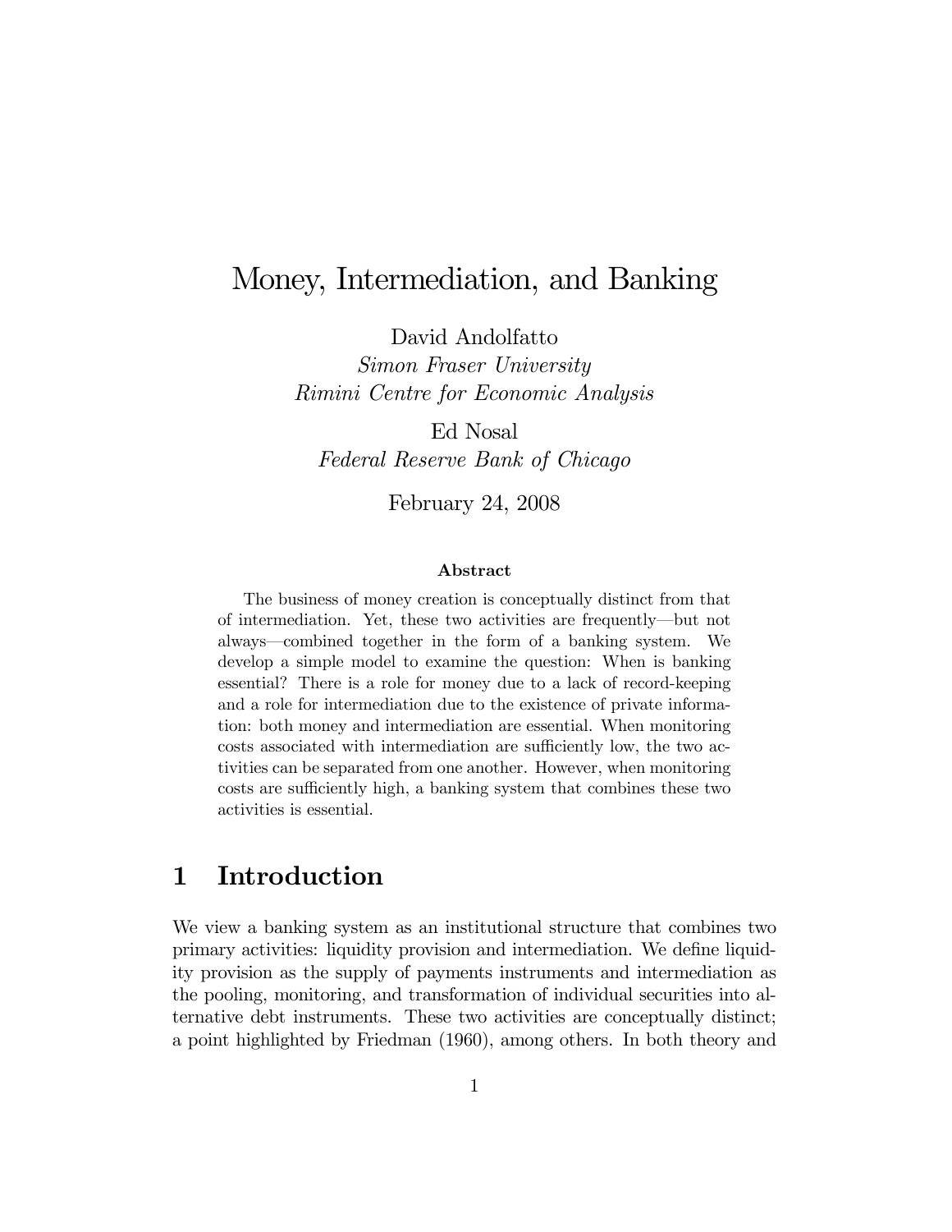# Money, Intermediation, and Banking

David Andolfatto
*Simon Fraser University*
*Rimini Centre for Economic Analysis*

Ed Nosal
*Federal Reserve Bank of Chicago*

February 24, 2008

**Abstract**

The business of money creation is conceptually distinct from that of intermediation. Yet, these two activities are frequently—but not always—combined together in the form of a banking system. We develop a simple model to examine the question: When is banking essential? There is a role for money due to a lack of record-keeping and a role for intermediation due to the existence of private information: both money and intermediation are essential. When monitoring costs associated with intermediation are sufficiently low, the two activities can be separated from one another. However, when monitoring costs are sufficiently high, a banking system that combines these two activities is essential.

## 1 Introduction

We view a banking system as an institutional structure that combines two primary activities: liquidity provision and intermediation. We define liquidity provision as the supply of payments instruments and intermediation as the pooling, monitoring, and transformation of individual securities into alternative debt instruments. These two activities are conceptually distinct; a point highlighted by Friedman (1960), among others. In both theory and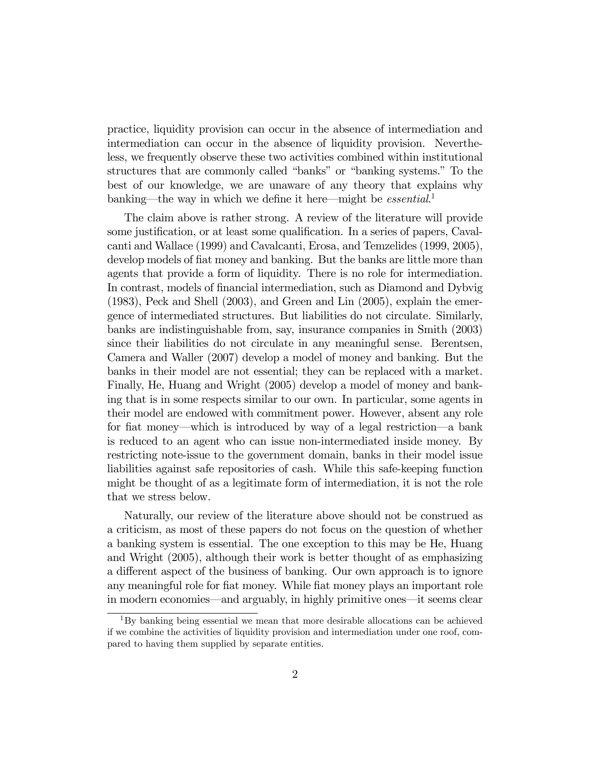practice, liquidity provision can occur in the absence of intermediation and intermediation can occur in the absence of liquidity provision. Nevertheless, we frequently observe these two activities combined within institutional structures that are commonly called "banks" or "banking systems." To the best of our knowledge, we are unaware of any theory that explains why banking—the way in which we define it here—might be *essential*.[1]

The claim above is rather strong. A review of the literature will provide some justification, or at least some qualification. In a series of papers, Cavalcanti and Wallace (1999) and Cavalcanti, Erosa, and Temzelides (1999, 2005), develop models of fiat money and banking. But the banks are little more than agents that provide a form of liquidity. There is no role for intermediation. In contrast, models of financial intermediation, such as Diamond and Dybvig (1983), Peck and Shell (2003), and Green and Lin (2005), explain the emergence of intermediated structures. But liabilities do not circulate. Similarly, banks are indistinguishable from, say, insurance companies in Smith (2003) since their liabilities do not circulate in any meaningful sense. Berentsen, Camera and Waller (2007) develop a model of money and banking. But the banks in their model are not essential; they can be replaced with a market. Finally, He, Huang and Wright (2005) develop a model of money and banking that is in some respects similar to our own. In particular, some agents in their model are endowed with commitment power. However, absent any role for fiat money—which is introduced by way of a legal restriction—a bank is reduced to an agent who can issue non-intermediated inside money. By restricting note-issue to the government domain, banks in their model issue liabilities against safe repositories of cash. While this safe-keeping function might be thought of as a legitimate form of intermediation, it is not the role that we stress below.

Naturally, our review of the literature above should not be construed as a criticism, as most of these papers do not focus on the question of whether a banking system is essential. The one exception to this may be He, Huang and Wright (2005), although their work is better thought of as emphasizing a different aspect of the business of banking. Our own approach is to ignore any meaningful role for fiat money. While fiat money plays an important role in modern economies—and arguably, in highly primitive ones—it seems clear

[1] By banking being essential we mean that more desirable allocations can be achieved if we combine the activities of liquidity provision and intermediation under one roof, compared to having them supplied by separate entities.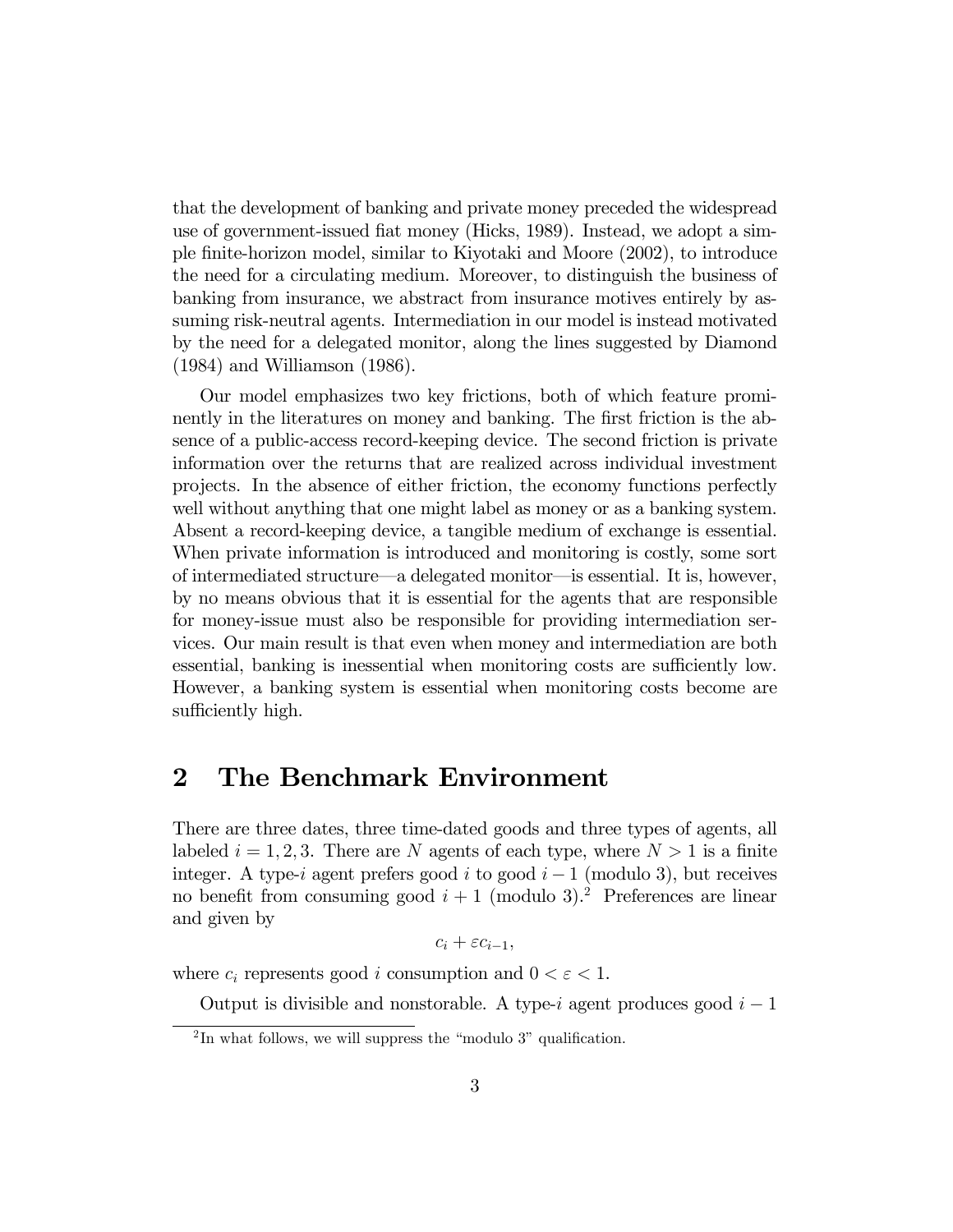that the development of banking and private money preceded the widespread use of government-issued fiat money (Hicks, 1989). Instead, we adopt a simple finite-horizon model, similar to Kiyotaki and Moore (2002), to introduce the need for a circulating medium. Moreover, to distinguish the business of banking from insurance, we abstract from insurance motives entirely by assuming risk-neutral agents. Intermediation in our model is instead motivated by the need for a delegated monitor, along the lines suggested by Diamond (1984) and Williamson (1986).

Our model emphasizes two key frictions, both of which feature prominently in the literatures on money and banking. The first friction is the absence of a public-access record-keeping device. The second friction is private information over the returns that are realized across individual investment projects. In the absence of either friction, the economy functions perfectly well without anything that one might label as money or as a banking system. Absent a record-keeping device, a tangible medium of exchange is essential. When private information is introduced and monitoring is costly, some sort of intermediated structure—a delegated monitor—is essential. It is, however, by no means obvious that it is essential for the agents that are responsible for money-issue must also be responsible for providing intermediation services. Our main result is that even when money and intermediation are both essential, banking is inessential when monitoring costs are sufficiently low. However, a banking system is essential when monitoring costs become are sufficiently high.

## 2 The Benchmark Environment

There are three dates, three time-dated goods and three types of agents, all labeled $i = 1, 2, 3$. There are $N$ agents of each type, where $N > 1$ is a finite integer. A type-$i$ agent prefers good $i$ to good $i - 1$ (modulo 3), but receives no benefit from consuming good $i + 1$ (modulo 3).[2] Preferences are linear and given by

$$c_i + \varepsilon c_{i-1},$$

where $c_i$ represents good $i$ consumption and $0 < \varepsilon < 1$.

Output is divisible and nonstorable. A type-$i$ agent produces good $i - 1$

[2] In what follows, we will suppress the "modulo 3" qualification.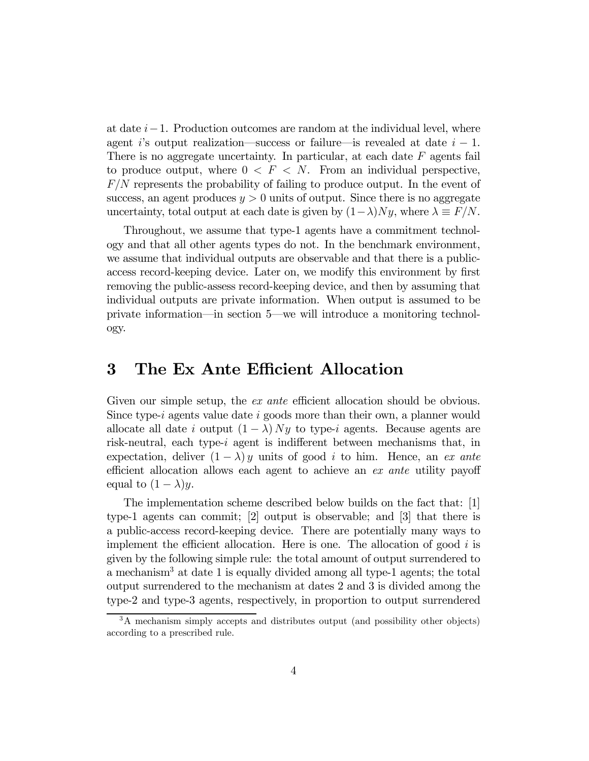at date $i-1$. Production outcomes are random at the individual level, where agent $i$'s output realization—success or failure—is revealed at date $i-1$. There is no aggregate uncertainty. In particular, at each date $F$ agents fail to produce output, where $0 < F < N$. From an individual perspective, $F/N$ represents the probability of failing to produce output. In the event of success, an agent produces $y > 0$ units of output. Since there is no aggregate uncertainty, total output at each date is given by $(1-\lambda)Ny$, where $\lambda \equiv F/N$.

Throughout, we assume that type-1 agents have a commitment technology and that all other agents types do not. In the benchmark environment, we assume that individual outputs are observable and that there is a public-access record-keeping device. Later on, we modify this environment by first removing the public-assess record-keeping device, and then by assuming that individual outputs are private information. When output is assumed to be private information—in section 5—we will introduce a monitoring technology.

# 3 The Ex Ante Efficient Allocation

Given our simple setup, the *ex ante* efficient allocation should be obvious. Since type-$i$ agents value date $i$ goods more than their own, a planner would allocate all date $i$ output $(1-\lambda)Ny$ to type-$i$ agents. Because agents are risk-neutral, each type-$i$ agent is indifferent between mechanisms that, in expectation, deliver $(1-\lambda)y$ units of good $i$ to him. Hence, an *ex ante* efficient allocation allows each agent to achieve an *ex ante* utility payoff equal to $(1-\lambda)y$.

The implementation scheme described below builds on the fact that: [1] type-1 agents can commit; [2] output is observable; and [3] that there is a public-access record-keeping device. There are potentially many ways to implement the efficient allocation. Here is one. The allocation of good $i$ is given by the following simple rule: the total amount of output surrendered to a mechanism[3] at date 1 is equally divided among all type-1 agents; the total output surrendered to the mechanism at dates 2 and 3 is divided among the type-2 and type-3 agents, respectively, in proportion to output surrendered

[3] A mechanism simply accepts and distributes output (and possibility other objects) according to a prescribed rule.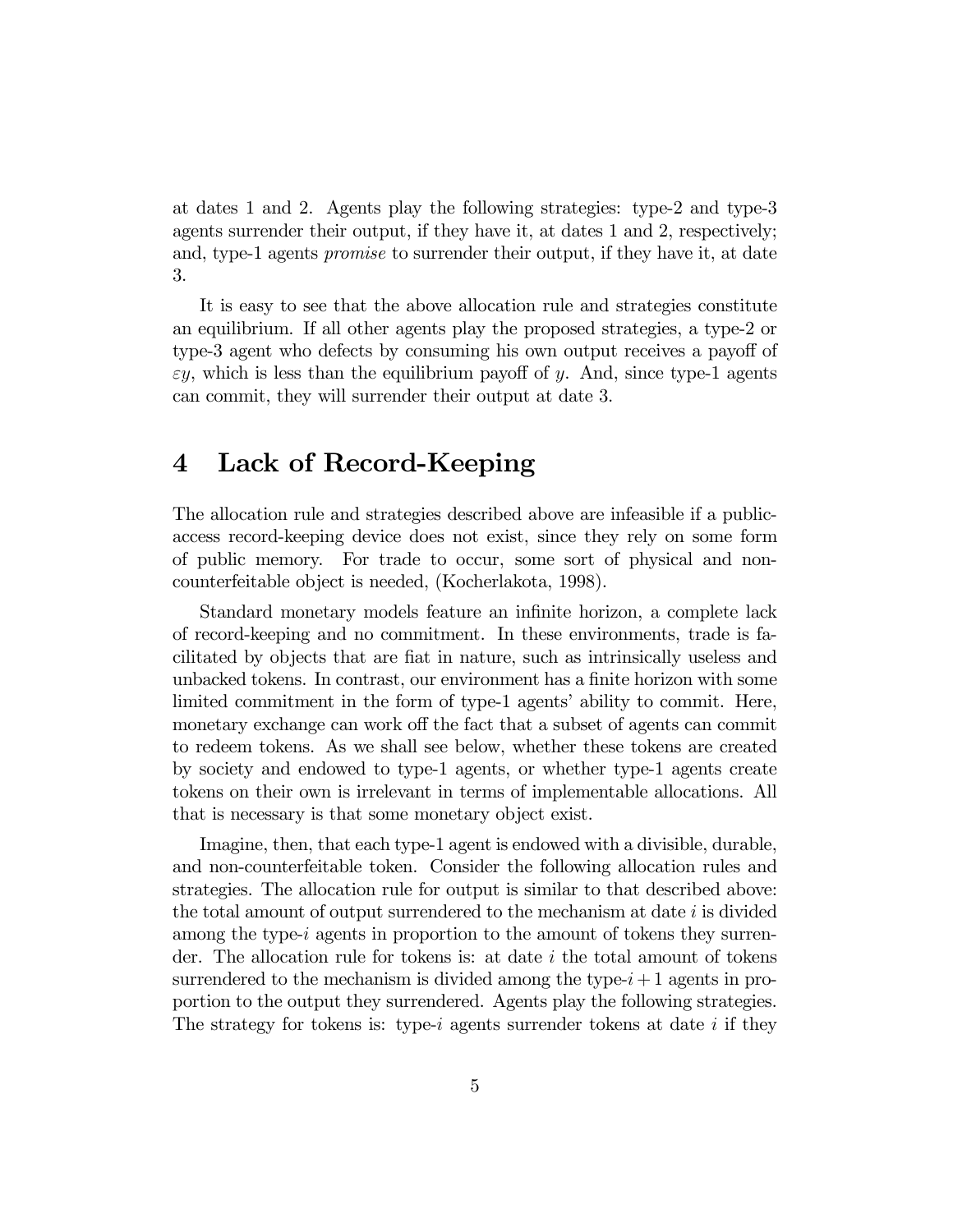at dates 1 and 2. Agents play the following strategies: type-2 and type-3 agents surrender their output, if they have it, at dates 1 and 2, respectively; and, type-1 agents *promise* to surrender their output, if they have it, at date 3.

It is easy to see that the above allocation rule and strategies constitute an equilibrium. If all other agents play the proposed strategies, a type-2 or type-3 agent who defects by consuming his own output receives a payoff of $\varepsilon y$, which is less than the equilibrium payoff of $y$. And, since type-1 agents can commit, they will surrender their output at date 3.

# 4 Lack of Record-Keeping

The allocation rule and strategies described above are infeasible if a public-access record-keeping device does not exist, since they rely on some form of public memory. For trade to occur, some sort of physical and non-counterfeitable object is needed, (Kocherlakota, 1998).

Standard monetary models feature an infinite horizon, a complete lack of record-keeping and no commitment. In these environments, trade is facilitated by objects that are fiat in nature, such as intrinsically useless and unbacked tokens. In contrast, our environment has a finite horizon with some limited commitment in the form of type-1 agents' ability to commit. Here, monetary exchange can work off the fact that a subset of agents can commit to redeem tokens. As we shall see below, whether these tokens are created by society and endowed to type-1 agents, or whether type-1 agents create tokens on their own is irrelevant in terms of implementable allocations. All that is necessary is that some monetary object exist.

Imagine, then, that each type-1 agent is endowed with a divisible, durable, and non-counterfeitable token. Consider the following allocation rules and strategies. The allocation rule for output is similar to that described above: the total amount of output surrendered to the mechanism at date $i$ is divided among the type-$i$ agents in proportion to the amount of tokens they surrender. The allocation rule for tokens is: at date $i$ the total amount of tokens surrendered to the mechanism is divided among the type-$i+1$ agents in proportion to the output they surrendered. Agents play the following strategies. The strategy for tokens is: type-$i$ agents surrender tokens at date $i$ if they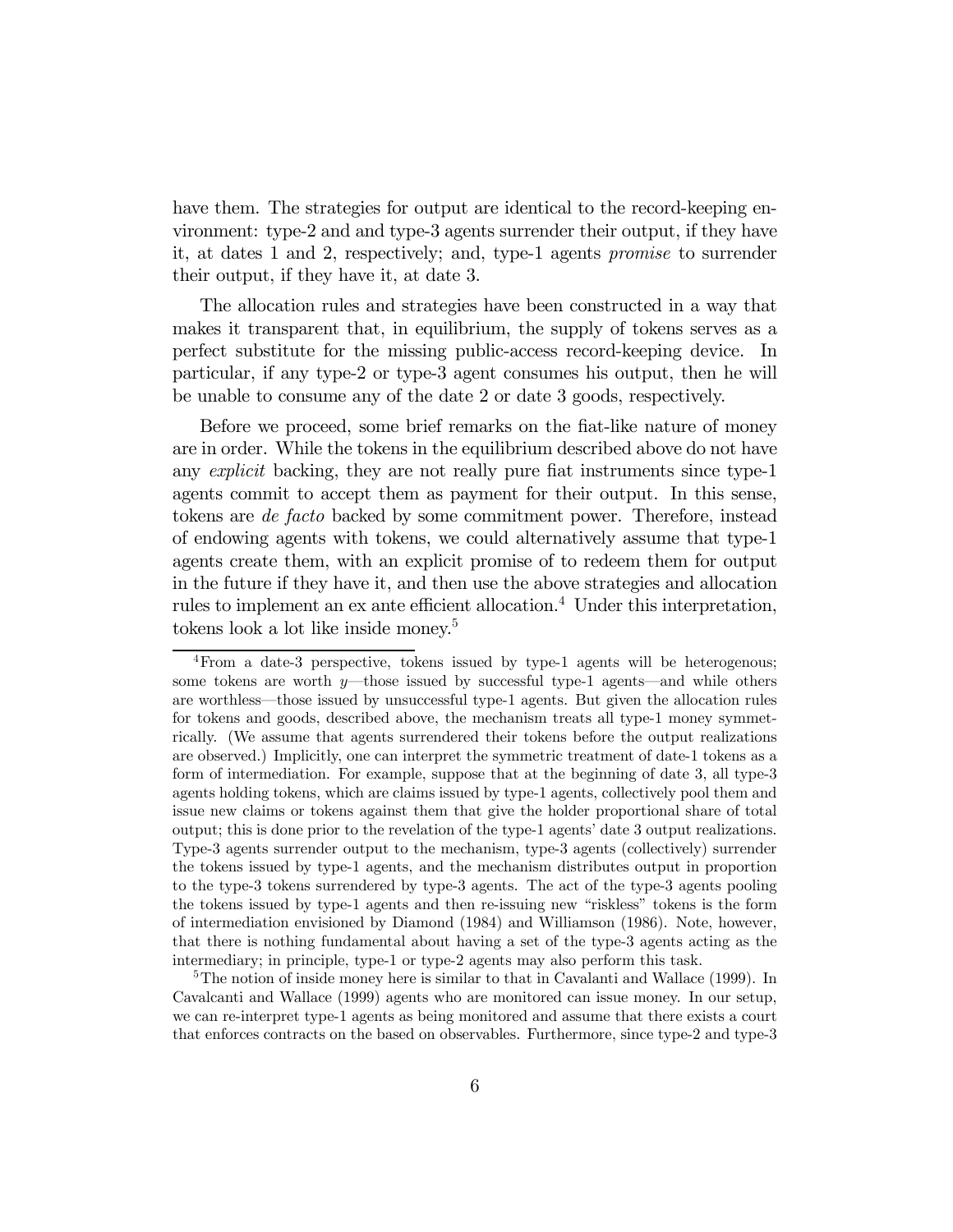have them. The strategies for output are identical to the record-keeping environment: type-2 and and type-3 agents surrender their output, if they have it, at dates 1 and 2, respectively; and, type-1 agents *promise* to surrender their output, if they have it, at date 3.

The allocation rules and strategies have been constructed in a way that makes it transparent that, in equilibrium, the supply of tokens serves as a perfect substitute for the missing public-access record-keeping device. In particular, if any type-2 or type-3 agent consumes his output, then he will be unable to consume any of the date 2 or date 3 goods, respectively.

Before we proceed, some brief remarks on the fiat-like nature of money are in order. While the tokens in the equilibrium described above do not have any *explicit* backing, they are not really pure fiat instruments since type-1 agents commit to accept them as payment for their output. In this sense, tokens are *de facto* backed by some commitment power. Therefore, instead of endowing agents with tokens, we could alternatively assume that type-1 agents create them, with an explicit promise of to redeem them for output in the future if they have it, and then use the above strategies and allocation rules to implement an ex ante efficient allocation.[4] Under this interpretation, tokens look a lot like inside money.[5]

[4] From a date-3 perspective, tokens issued by type-1 agents will be heterogenous; some tokens are worth $y$—those issued by successful type-1 agents—and while others are worthless—those issued by unsuccessful type-1 agents. But given the allocation rules for tokens and goods, described above, the mechanism treats all type-1 money symmetrically. (We assume that agents surrendered their tokens before the output realizations are observed.) Implicitly, one can interpret the symmetric treatment of date-1 tokens as a form of intermediation. For example, suppose that at the beginning of date 3, all type-3 agents holding tokens, which are claims issued by type-1 agents, collectively pool them and issue new claims or tokens against them that give the holder proportional share of total output; this is done prior to the revelation of the type-1 agents' date 3 output realizations. Type-3 agents surrender output to the mechanism, type-3 agents (collectively) surrender the tokens issued by type-1 agents, and the mechanism distributes output in proportion to the type-3 tokens surrendered by type-3 agents. The act of the type-3 agents pooling the tokens issued by type-1 agents and then re-issuing new "riskless" tokens is the form of intermediation envisioned by Diamond (1984) and Williamson (1986). Note, however, that there is nothing fundamental about having a set of the type-3 agents acting as the intermediary; in principle, type-1 or type-2 agents may also perform this task.

[5] The notion of inside money here is similar to that in Cavalanti and Wallace (1999). In Cavalcanti and Wallace (1999) agents who are monitored can issue money. In our setup, we can re-interpret type-1 agents as being monitored and assume that there exists a court that enforces contracts on the based on observables. Furthermore, since type-2 and type-3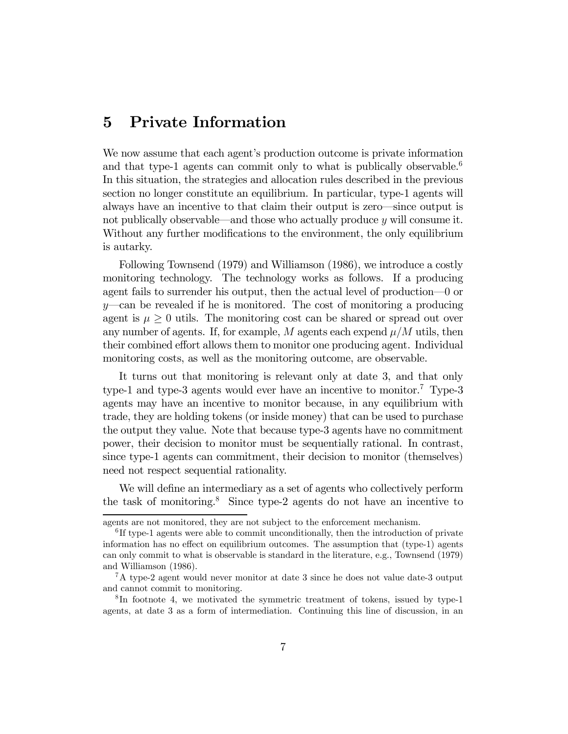## 5 Private Information

We now assume that each agent's production outcome is private information and that type-1 agents can commit only to what is publically observable.[6] In this situation, the strategies and allocation rules described in the previous section no longer constitute an equilibrium. In particular, type-1 agents will always have an incentive to that claim their output is zero—since output is not publically observable—and those who actually produce $y$ will consume it. Without any further modifications to the environment, the only equilibrium is autarky.

Following Townsend (1979) and Williamson (1986), we introduce a costly monitoring technology. The technology works as follows. If a producing agent fails to surrender his output, then the actual level of production—0 or $y$—can be revealed if he is monitored. The cost of monitoring a producing agent is $\mu \geq 0$ utils. The monitoring cost can be shared or spread out over any number of agents. If, for example, $M$ agents each expend $\mu/M$ utils, then their combined effort allows them to monitor one producing agent. Individual monitoring costs, as well as the monitoring outcome, are observable.

It turns out that monitoring is relevant only at date 3, and that only type-1 and type-3 agents would ever have an incentive to monitor.[7] Type-3 agents may have an incentive to monitor because, in any equilibrium with trade, they are holding tokens (or inside money) that can be used to purchase the output they value. Note that because type-3 agents have no commitment power, their decision to monitor must be sequentially rational. In contrast, since type-1 agents can commitment, their decision to monitor (themselves) need not respect sequential rationality.

We will define an intermediary as a set of agents who collectively perform the task of monitoring.[8] Since type-2 agents do not have an incentive to

---

agents are not monitored, they are not subject to the enforcement mechanism.

[6] If type-1 agents were able to commit unconditionally, then the introduction of private information has no effect on equilibrium outcomes. The assumption that (type-1) agents can only commit to what is observable is standard in the literature, e.g., Townsend (1979) and Williamson (1986).

[7] A type-2 agent would never monitor at date 3 since he does not value date-3 output and cannot commit to monitoring.

[8] In footnote 4, we motivated the symmetric treatment of tokens, issued by type-1 agents, at date 3 as a form of intermediation. Continuing this line of discussion, in an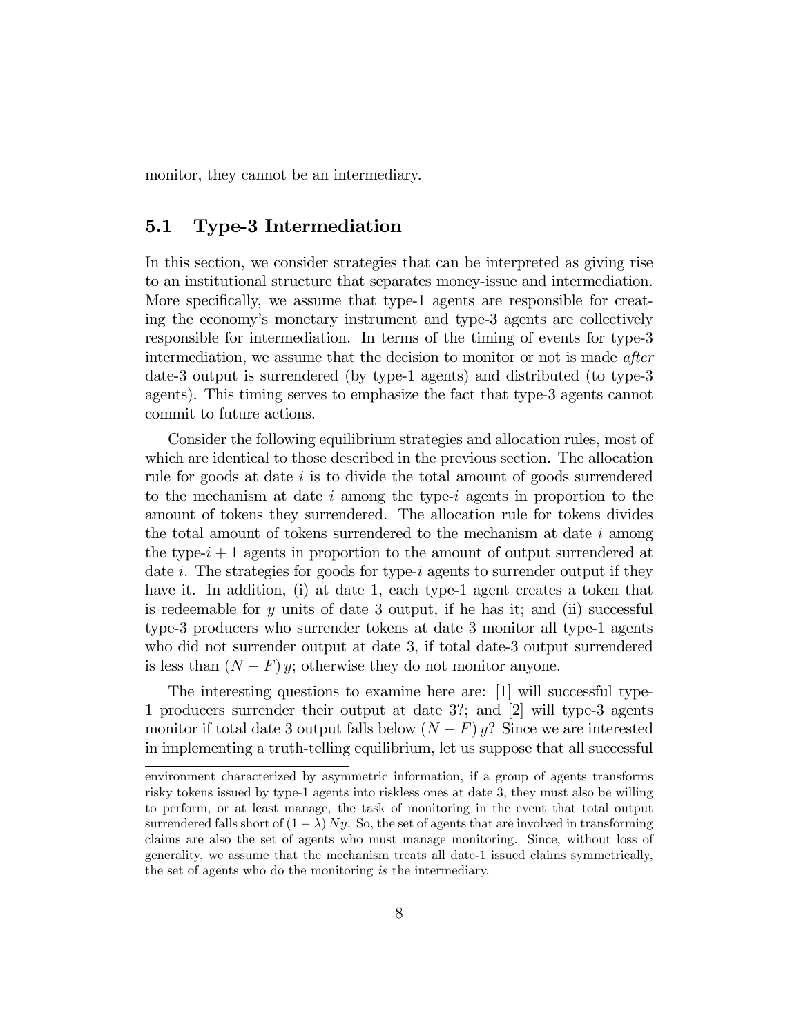monitor, they cannot be an intermediary.

## 5.1 Type-3 Intermediation

In this section, we consider strategies that can be interpreted as giving rise to an institutional structure that separates money-issue and intermediation. More specifically, we assume that type-1 agents are responsible for creating the economy's monetary instrument and type-3 agents are collectively responsible for intermediation. In terms of the timing of events for type-3 intermediation, we assume that the decision to monitor or not is made *after* date-3 output is surrendered (by type-1 agents) and distributed (to type-3 agents). This timing serves to emphasize the fact that type-3 agents cannot commit to future actions.

Consider the following equilibrium strategies and allocation rules, most of which are identical to those described in the previous section. The allocation rule for goods at date $i$ is to divide the total amount of goods surrendered to the mechanism at date $i$ among the type-$i$ agents in proportion to the amount of tokens they surrendered. The allocation rule for tokens divides the total amount of tokens surrendered to the mechanism at date $i$ among the type-$i+1$ agents in proportion to the amount of output surrendered at date $i$. The strategies for goods for type-$i$ agents to surrender output if they have it. In addition, (i) at date 1, each type-1 agent creates a token that is redeemable for $y$ units of date 3 output, if he has it; and (ii) successful type-3 producers who surrender tokens at date 3 monitor all type-1 agents who did not surrender output at date 3, if total date-3 output surrendered is less than $(N-F)\,y$; otherwise they do not monitor anyone.

The interesting questions to examine here are: [1] will successful type-1 producers surrender their output at date 3?; and [2] will type-3 agents monitor if total date 3 output falls below $(N-F)\,y$? Since we are interested in implementing a truth-telling equilibrium, let us suppose that all successful

environment characterized by asymmetric information, if a group of agents transforms risky tokens issued by type-1 agents into riskless ones at date 3, they must also be willing to perform, or at least manage, the task of monitoring in the event that total output surrendered falls short of $(1-\lambda)\,Ny$. So, the set of agents that are involved in transforming claims are also the set of agents who must manage monitoring. Since, without loss of generality, we assume that the mechanism treats all date-1 issued claims symmetrically, the set of agents who do the monitoring *is* the intermediary.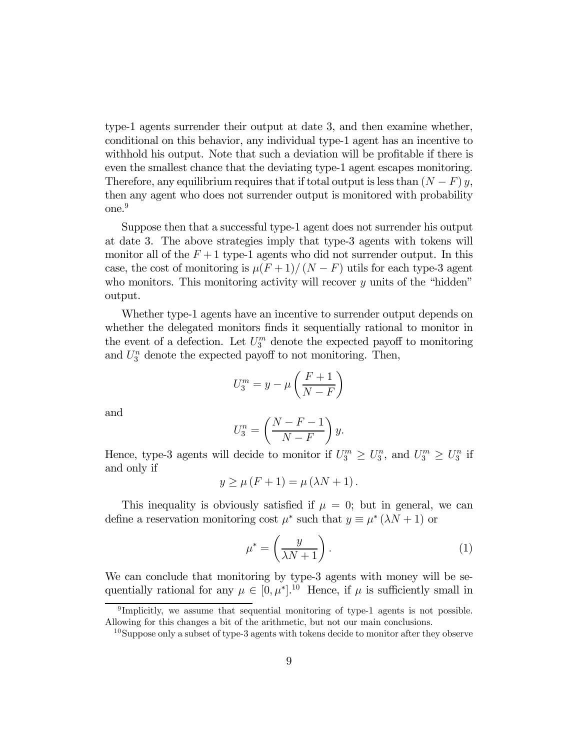type-1 agents surrender their output at date 3, and then examine whether, conditional on this behavior, any individual type-1 agent has an incentive to withhold his output. Note that such a deviation will be profitable if there is even the smallest chance that the deviating type-1 agent escapes monitoring. Therefore, any equilibrium requires that if total output is less than $(N-F)\,y$, then any agent who does not surrender output is monitored with probability one.[9]

Suppose then that a successful type-1 agent does not surrender his output at date 3. The above strategies imply that type-3 agents with tokens will monitor all of the $F+1$ type-1 agents who did not surrender output. In this case, the cost of monitoring is $\mu(F+1)/(N-F)$ utils for each type-3 agent who monitors. This monitoring activity will recover $y$ units of the "hidden" output.

Whether type-1 agents have an incentive to surrender output depends on whether the delegated monitors finds it sequentially rational to monitor in the event of a defection. Let $U_3^m$ denote the expected payoff to monitoring and $U_3^n$ denote the expected payoff to not monitoring. Then,

$$U_3^m = y - \mu\left(\frac{F+1}{N-F}\right)$$

and

$$U_3^n = \left(\frac{N-F-1}{N-F}\right)y.$$

Hence, type-3 agents will decide to monitor if $U_3^m \geq U_3^n$, and $U_3^m \geq U_3^n$ if and only if

$$y \geq \mu\,(F+1) = \mu\,(\lambda N + 1)\,.$$

This inequality is obviously satisfied if $\mu = 0$; but in general, we can define a reservation monitoring cost $\mu^*$ such that $y \equiv \mu^*\,(\lambda N + 1)$ or

$$\mu^* = \left(\frac{y}{\lambda N + 1}\right). \tag{1}$$

We can conclude that monitoring by type-3 agents with money will be sequentially rational for any $\mu \in [0, \mu^*]$.[10] Hence, if $\mu$ is sufficiently small in

[9] Implicitly, we assume that sequential monitoring of type-1 agents is not possible. Allowing for this changes a bit of the arithmetic, but not our main conclusions.

[10] Suppose only a subset of type-3 agents with tokens decide to monitor after they observe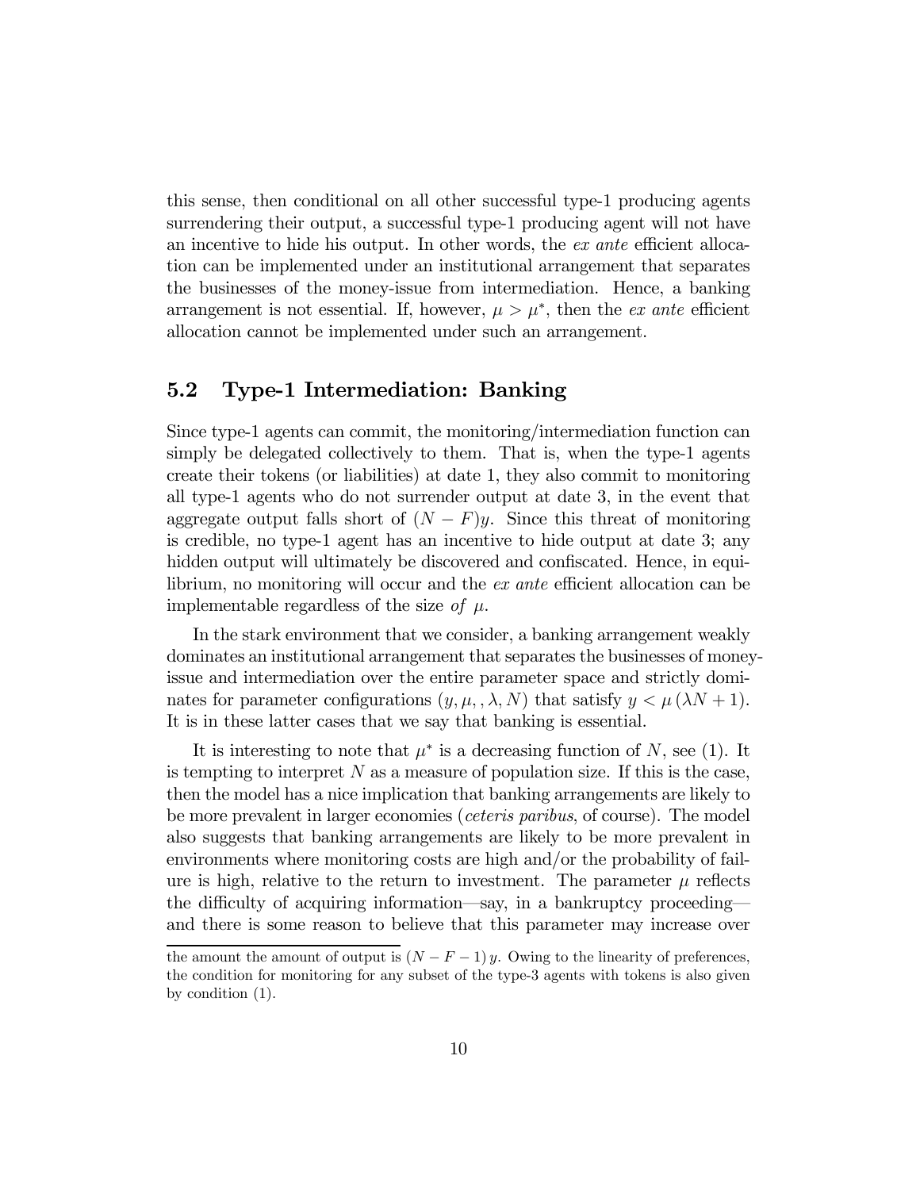this sense, then conditional on all other successful type-1 producing agents surrendering their output, a successful type-1 producing agent will not have an incentive to hide his output. In other words, the *ex ante* efficient allocation can be implemented under an institutional arrangement that separates the businesses of the money-issue from intermediation. Hence, a banking arrangement is not essential. If, however, $\mu > \mu^*$, then the *ex ante* efficient allocation cannot be implemented under such an arrangement.

## 5.2 Type-1 Intermediation: Banking

Since type-1 agents can commit, the monitoring/intermediation function can simply be delegated collectively to them. That is, when the type-1 agents create their tokens (or liabilities) at date 1, they also commit to monitoring all type-1 agents who do not surrender output at date 3, in the event that aggregate output falls short of $(N - F)y$. Since this threat of monitoring is credible, no type-1 agent has an incentive to hide output at date 3; any hidden output will ultimately be discovered and confiscated. Hence, in equilibrium, no monitoring will occur and the *ex ante* efficient allocation can be implementable regardless of the size *of* $\mu$.

In the stark environment that we consider, a banking arrangement weakly dominates an institutional arrangement that separates the businesses of money-issue and intermediation over the entire parameter space and strictly dominates for parameter configurations $(y, \mu, , \lambda, N)$ that satisfy $y < \mu(\lambda N + 1)$. It is in these latter cases that we say that banking is essential.

It is interesting to note that $\mu^*$ is a decreasing function of $N$, see (1). It is tempting to interpret $N$ as a measure of population size. If this is the case, then the model has a nice implication that banking arrangements are likely to be more prevalent in larger economies (*ceteris paribus*, of course). The model also suggests that banking arrangements are likely to be more prevalent in environments where monitoring costs are high and/or the probability of failure is high, relative to the return to investment. The parameter $\mu$ reflects the difficulty of acquiring information—say, in a bankruptcy proceeding—and there is some reason to believe that this parameter may increase over

the amount the amount of output is $(N - F - 1)y$. Owing to the linearity of preferences, the condition for monitoring for any subset of the type-3 agents with tokens is also given by condition (1).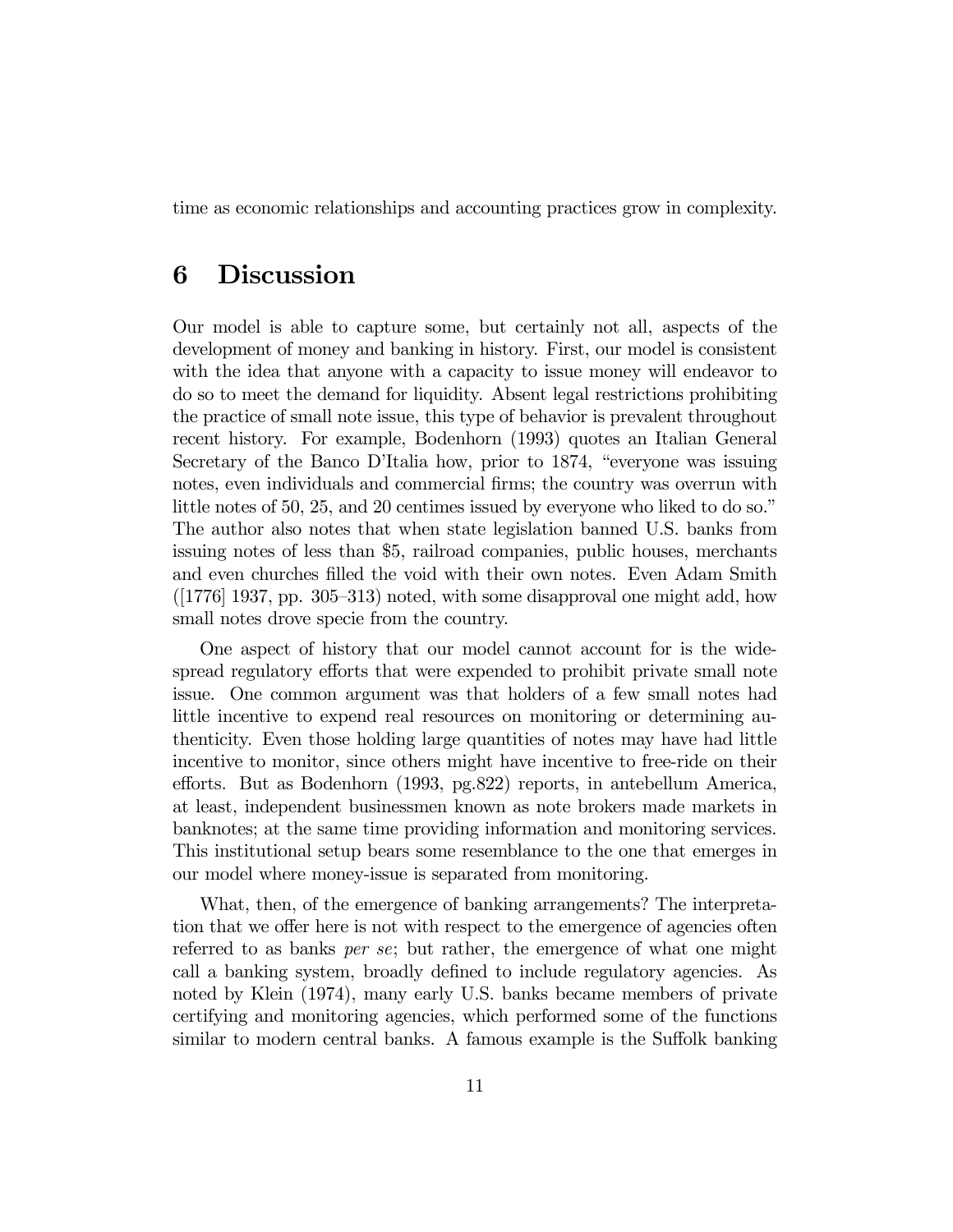time as economic relationships and accounting practices grow in complexity.

# 6 Discussion

Our model is able to capture some, but certainly not all, aspects of the development of money and banking in history. First, our model is consistent with the idea that anyone with a capacity to issue money will endeavor to do so to meet the demand for liquidity. Absent legal restrictions prohibiting the practice of small note issue, this type of behavior is prevalent throughout recent history. For example, Bodenhorn (1993) quotes an Italian General Secretary of the Banco D'Italia how, prior to 1874, "everyone was issuing notes, even individuals and commercial firms; the country was overrun with little notes of 50, 25, and 20 centimes issued by everyone who liked to do so." The author also notes that when state legislation banned U.S. banks from issuing notes of less than \$5, railroad companies, public houses, merchants and even churches filled the void with their own notes. Even Adam Smith ([1776] 1937, pp. 305–313) noted, with some disapproval one might add, how small notes drove specie from the country.

One aspect of history that our model cannot account for is the widespread regulatory efforts that were expended to prohibit private small note issue. One common argument was that holders of a few small notes had little incentive to expend real resources on monitoring or determining authenticity. Even those holding large quantities of notes may have had little incentive to monitor, since others might have incentive to free-ride on their efforts. But as Bodenhorn (1993, pg.822) reports, in antebellum America, at least, independent businessmen known as note brokers made markets in banknotes; at the same time providing information and monitoring services. This institutional setup bears some resemblance to the one that emerges in our model where money-issue is separated from monitoring.

What, then, of the emergence of banking arrangements? The interpretation that we offer here is not with respect to the emergence of agencies often referred to as banks *per se*; but rather, the emergence of what one might call a banking system, broadly defined to include regulatory agencies. As noted by Klein (1974), many early U.S. banks became members of private certifying and monitoring agencies, which performed some of the functions similar to modern central banks. A famous example is the Suffolk banking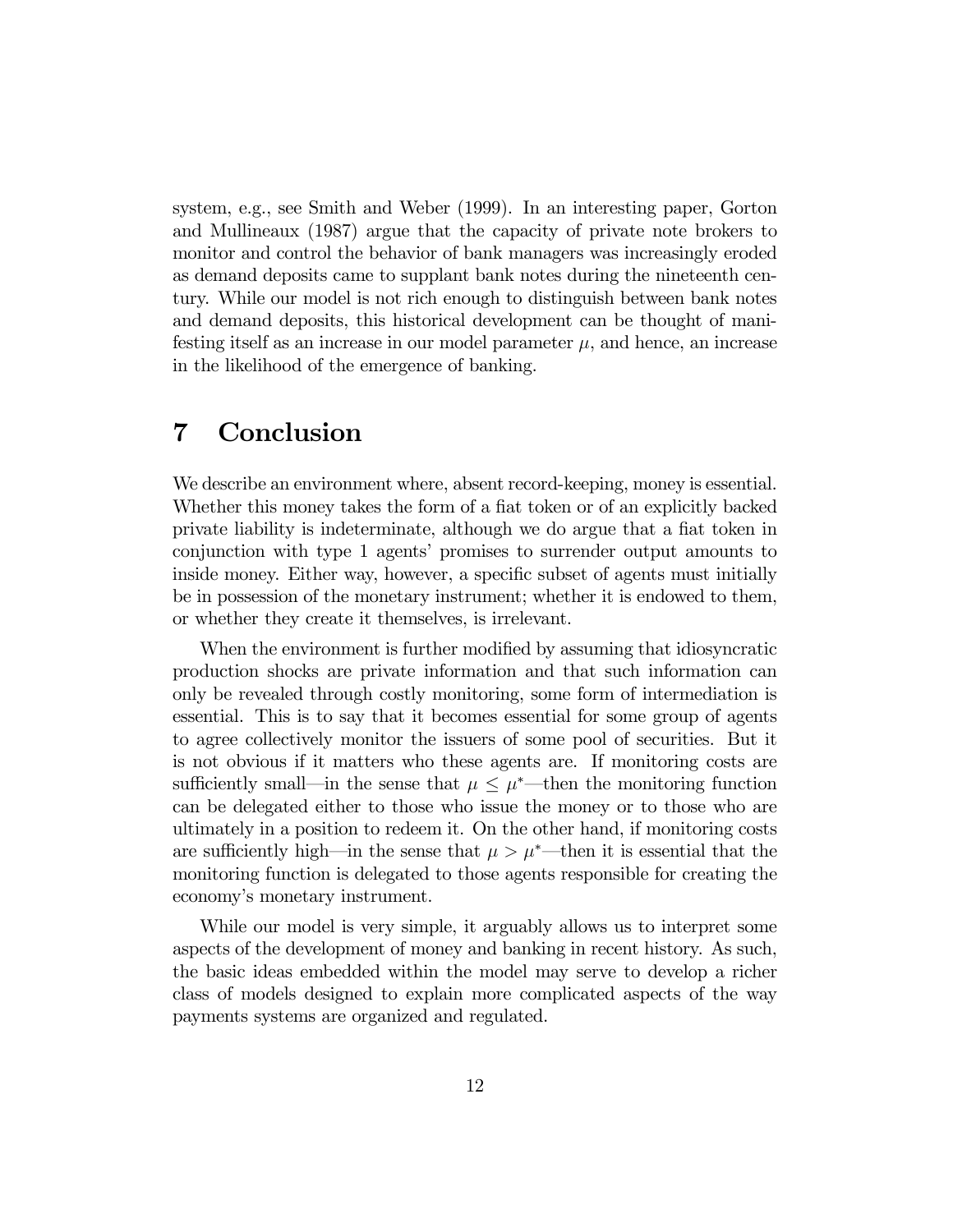system, e.g., see Smith and Weber (1999). In an interesting paper, Gorton and Mullineaux (1987) argue that the capacity of private note brokers to monitor and control the behavior of bank managers was increasingly eroded as demand deposits came to supplant bank notes during the nineteenth century. While our model is not rich enough to distinguish between bank notes and demand deposits, this historical development can be thought of manifesting itself as an increase in our model parameter $\mu$, and hence, an increase in the likelihood of the emergence of banking.

# 7 Conclusion

We describe an environment where, absent record-keeping, money is essential. Whether this money takes the form of a fiat token or of an explicitly backed private liability is indeterminate, although we do argue that a fiat token in conjunction with type 1 agents' promises to surrender output amounts to inside money. Either way, however, a specific subset of agents must initially be in possession of the monetary instrument; whether it is endowed to them, or whether they create it themselves, is irrelevant.

When the environment is further modified by assuming that idiosyncratic production shocks are private information and that such information can only be revealed through costly monitoring, some form of intermediation is essential. This is to say that it becomes essential for some group of agents to agree collectively monitor the issuers of some pool of securities. But it is not obvious if it matters who these agents are. If monitoring costs are sufficiently small—in the sense that $\mu \leq \mu^*$—then the monitoring function can be delegated either to those who issue the money or to those who are ultimately in a position to redeem it. On the other hand, if monitoring costs are sufficiently high—in the sense that $\mu > \mu^*$—then it is essential that the monitoring function is delegated to those agents responsible for creating the economy's monetary instrument.

While our model is very simple, it arguably allows us to interpret some aspects of the development of money and banking in recent history. As such, the basic ideas embedded within the model may serve to develop a richer class of models designed to explain more complicated aspects of the way payments systems are organized and regulated.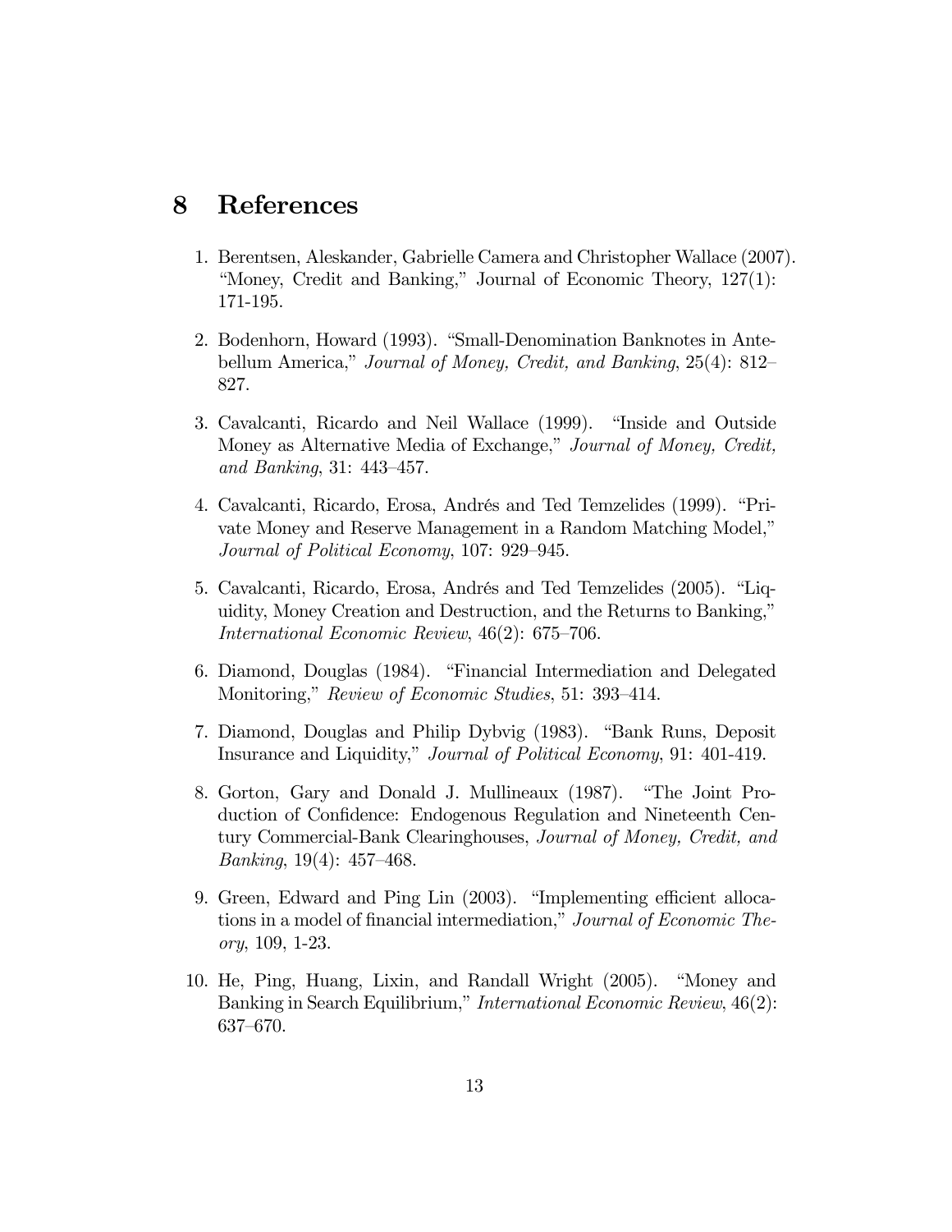# 8 References

1. Berentsen, Aleskander, Gabrielle Camera and Christopher Wallace (2007). "Money, Credit and Banking," Journal of Economic Theory, 127(1): 171-195.

2. Bodenhorn, Howard (1993). "Small-Denomination Banknotes in Antebellum America," *Journal of Money, Credit, and Banking*, 25(4): 812–827.

3. Cavalcanti, Ricardo and Neil Wallace (1999). "Inside and Outside Money as Alternative Media of Exchange," *Journal of Money, Credit, and Banking*, 31: 443–457.

4. Cavalcanti, Ricardo, Erosa, Andrés and Ted Temzelides (1999). "Private Money and Reserve Management in a Random Matching Model," *Journal of Political Economy*, 107: 929–945.

5. Cavalcanti, Ricardo, Erosa, Andrés and Ted Temzelides (2005). "Liquidity, Money Creation and Destruction, and the Returns to Banking," *International Economic Review*, 46(2): 675–706.

6. Diamond, Douglas (1984). "Financial Intermediation and Delegated Monitoring," *Review of Economic Studies*, 51: 393–414.

7. Diamond, Douglas and Philip Dybvig (1983). "Bank Runs, Deposit Insurance and Liquidity," *Journal of Political Economy*, 91: 401-419.

8. Gorton, Gary and Donald J. Mullineaux (1987). "The Joint Production of Confidence: Endogenous Regulation and Nineteenth Century Commercial-Bank Clearinghouses, *Journal of Money, Credit, and Banking*, 19(4): 457–468.

9. Green, Edward and Ping Lin (2003). "Implementing efficient allocations in a model of financial intermediation," *Journal of Economic Theory*, 109, 1-23.

10. He, Ping, Huang, Lixin, and Randall Wright (2005). "Money and Banking in Search Equilibrium," *International Economic Review*, 46(2): 637–670.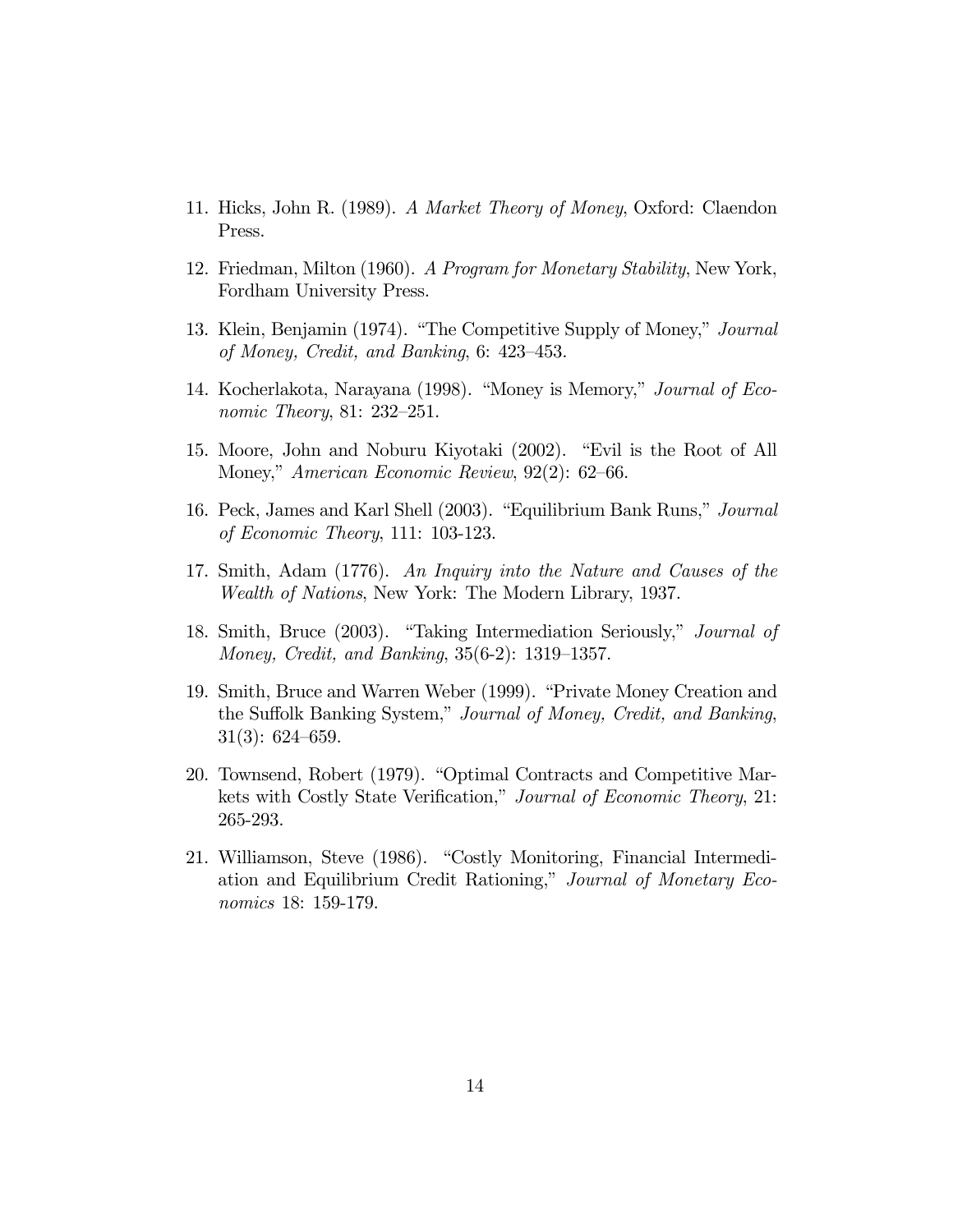11. Hicks, John R. (1989). *A Market Theory of Money*, Oxford: Claendon Press.

12. Friedman, Milton (1960). *A Program for Monetary Stability*, New York, Fordham University Press.

13. Klein, Benjamin (1974). "The Competitive Supply of Money," *Journal of Money, Credit, and Banking*, 6: 423–453.

14. Kocherlakota, Narayana (1998). "Money is Memory," *Journal of Economic Theory*, 81: 232–251.

15. Moore, John and Noburu Kiyotaki (2002). "Evil is the Root of All Money," *American Economic Review*, 92(2): 62–66.

16. Peck, James and Karl Shell (2003). "Equilibrium Bank Runs," *Journal of Economic Theory*, 111: 103-123.

17. Smith, Adam (1776). *An Inquiry into the Nature and Causes of the Wealth of Nations*, New York: The Modern Library, 1937.

18. Smith, Bruce (2003). "Taking Intermediation Seriously," *Journal of Money, Credit, and Banking*, 35(6-2): 1319–1357.

19. Smith, Bruce and Warren Weber (1999). "Private Money Creation and the Suffolk Banking System," *Journal of Money, Credit, and Banking*, 31(3): 624–659.

20. Townsend, Robert (1979). "Optimal Contracts and Competitive Markets with Costly State Verification," *Journal of Economic Theory*, 21: 265-293.

21. Williamson, Steve (1986). "Costly Monitoring, Financial Intermediation and Equilibrium Credit Rationing," *Journal of Monetary Economics* 18: 159-179.